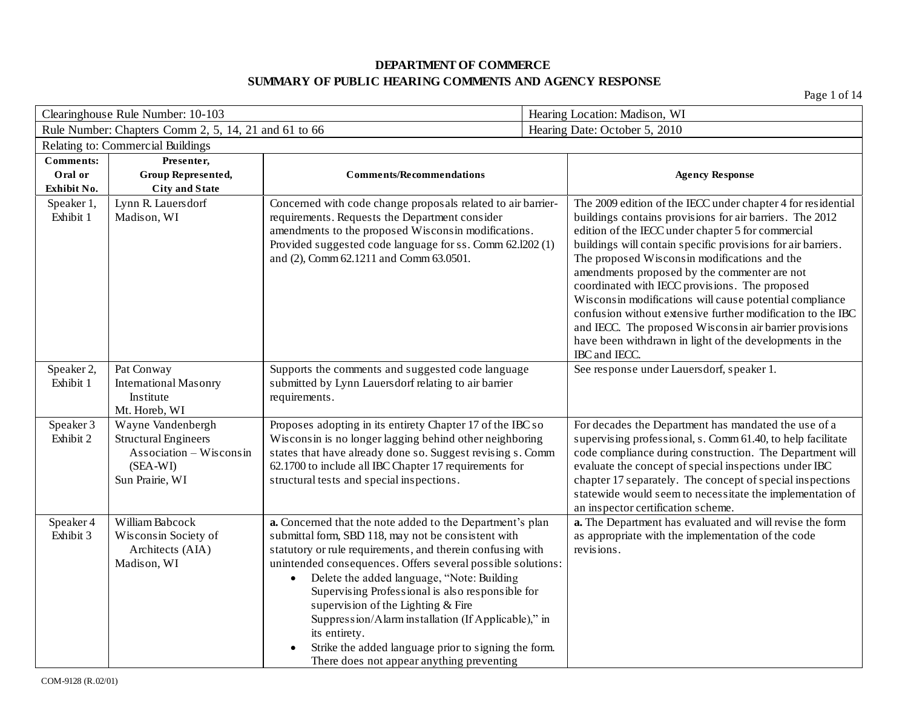**DEPARTMENT OF COMMERCE**

**SUMMARY OF PUBLIC HEARING COMMENTS AND AGENCY RESPONSE**

| Clearinghouse Rule Number: 10-103 | Hearing Location: Madison, WI |
|---|---|
| Rule Number: Chapters Comm 2, 5, 14, 21 and 61 to 66 | Hearing Date: October 5, 2010 |
| Relating to: Commercial Buildings | |

| Comments: Oral or Exhibit No. | Presenter, Group Represented, City and State | Comments/Recommendations | Agency Response |
|---|---|---|---|
| Speaker 1, Exhibit 1 | Lynn R. Lauersdorf<br>Madison, WI | Concerned with code change proposals related to air barrier-requirements. Requests the Department consider amendments to the proposed Wisconsin modifications. Provided suggested code language for ss. Comm 62.1202 (1) and (2), Comm 62.1211 and Comm 63.0501. | The 2009 edition of the IECC under chapter 4 for residential buildings contains provisions for air barriers. The 2012 edition of the IECC under chapter 5 for commercial buildings will contain specific provisions for air barriers. The proposed Wisconsin modifications and the amendments proposed by the commenter are not coordinated with IECC provisions. The proposed Wisconsin modifications will cause potential compliance confusion without extensive further modification to the IBC and IECC. The proposed Wisconsin air barrier provisions have been withdrawn in light of the developments in the IBC and IECC. |
| Speaker 2, Exhibit 1 | Pat Conway<br>International Masonry Institute<br>Mt. Horeb, WI | Supports the comments and suggested code language submitted by Lynn Lauersdorf relating to air barrier requirements. | See response under Lauersdorf, speaker 1. |
| Speaker 3 Exhibit 2 | Wayne Vandenbergh<br>Structural Engineers Association – Wisconsin (SEA-WI)<br>Sun Prairie, WI | Proposes adopting in its entirety Chapter 17 of the IBC so Wisconsin is no longer lagging behind other neighboring states that have already done so. Suggest revising s. Comm 62.1700 to include all IBC Chapter 17 requirements for structural tests and special inspections. | For decades the Department has mandated the use of a supervising professional, s. Comm 61.40, to help facilitate code compliance during construction. The Department will evaluate the concept of special inspections under IBC chapter 17 separately. The concept of special inspections statewide would seem to necessitate the implementation of an inspector certification scheme. |
| Speaker 4 Exhibit 3 | William Babcock<br>Wisconsin Society of Architects (AIA)<br>Madison, WI | **a.** Concerned that the note added to the Department's plan submittal form, SBD 118, may not be consistent with statutory or rule requirements, and therein confusing with unintended consequences. Offers several possible solutions:<br>• Delete the added language, "Note: Building Supervising Professional is also responsible for supervision of the Lighting & Fire Suppression/Alarm installation (If Applicable)," in its entirety.<br>• Strike the added language prior to signing the form. There does not appear anything preventing | **a.** The Department has evaluated and will revise the form as appropriate with the implementation of the code revisions. |

COM-9128 (R.02/01)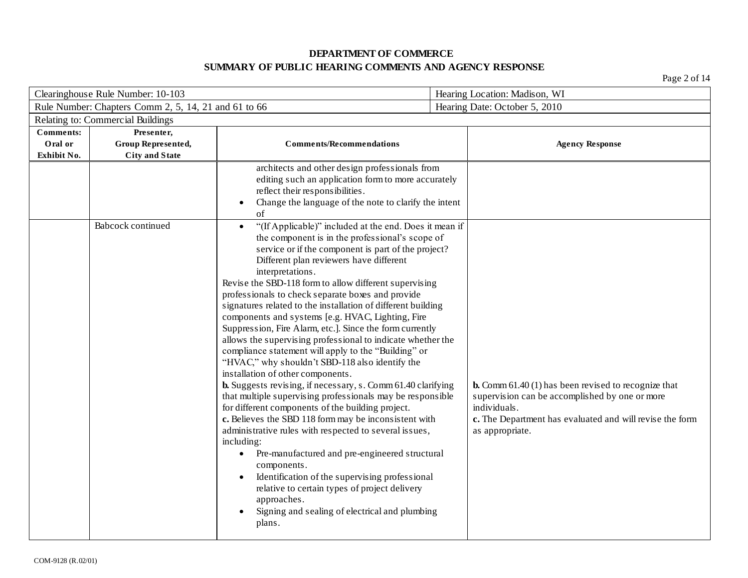**DEPARTMENT OF COMMERCE**
**SUMMARY OF PUBLIC HEARING COMMENTS AND AGENCY RESPONSE**

| Clearinghouse Rule Number: 10-103 | Hearing Location: Madison, WI |
|---|---|
| Rule Number: Chapters Comm 2, 5, 14, 21 and 61 to 66 | Hearing Date: October 5, 2010 |
| Relating to: Commercial Buildings | |

| Comments: Oral or Exhibit No. | Presenter, Group Represented, City and State | Comments/Recommendations | Agency Response |
|---|---|---|---|
| | | architects and other design professionals from editing such an application form to more accurately reflect their responsibilities.<br>• Change the language of the note to clarify the intent of | |
| | Babcock continued | • "(If Applicable)" included at the end. Does it mean if the component is in the professional's scope of service or if the component is part of the project? Different plan reviewers have different interpretations.<br>Revise the SBD-118 form to allow different supervising professionals to check separate boxes and provide signatures related to the installation of different building components and systems [e.g. HVAC, Lighting, Fire Suppression, Fire Alarm, etc.]. Since the form currently allows the supervising professional to indicate whether the compliance statement will apply to the "Building" or "HVAC," why shouldn't SBD-118 also identify the installation of other components.<br>**b.** Suggests revising, if necessary, s. Comm 61.40 clarifying that multiple supervising professionals may be responsible for different components of the building project.<br>**c.** Believes the SBD 118 form may be inconsistent with administrative rules with respected to several issues, including:<br>• Pre-manufactured and pre-engineered structural components.<br>• Identification of the supervising professional relative to certain types of project delivery approaches.<br>• Signing and sealing of electrical and plumbing plans. | **b.** Comm 61.40 (1) has been revised to recognize that supervision can be accomplished by one or more individuals.<br>**c.** The Department has evaluated and will revise the form as appropriate. |

COM-9128 (R.02/01)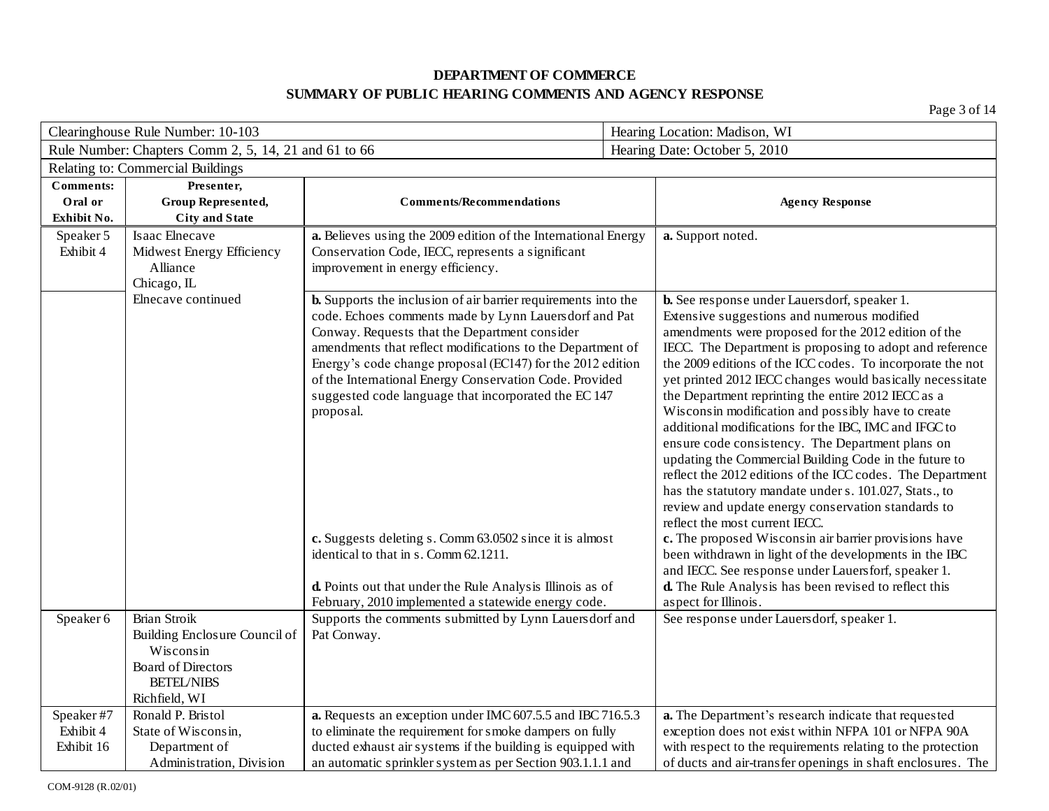**DEPARTMENT OF COMMERCE**
**SUMMARY OF PUBLIC HEARING COMMENTS AND AGENCY RESPONSE**

| Clearinghouse Rule Number: 10-103 | Hearing Location: Madison, WI |
|---|---|
| Rule Number: Chapters Comm 2, 5, 14, 21 and 61 to 66 | Hearing Date: October 5, 2010 |
| Relating to: Commercial Buildings | |

| Comments: Oral or Exhibit No. | Presenter, Group Represented, City and State | Comments/Recommendations | Agency Response |
|---|---|---|---|
| Speaker 5<br>Exhibit 4 | Isaac Elnecave<br>Midwest Energy Efficiency Alliance<br>Chicago, IL | **a.** Believes using the 2009 edition of the International Energy Conservation Code, IECC, represents a significant improvement in energy efficiency. | **a.** Support noted. |
| | Elnecave continued | **b.** Supports the inclusion of air barrier requirements into the code. Echoes comments made by Lynn Lauersdorf and Pat Conway. Requests that the Department consider amendments that reflect modifications to the Department of Energy's code change proposal (EC147) for the 2012 edition of the International Energy Conservation Code. Provided suggested code language that incorporated the EC 147 proposal. | **b.** See response under Lauersdorf, speaker 1. Extensive suggestions and numerous modified amendments were proposed for the 2012 edition of the IECC. The Department is proposing to adopt and reference the 2009 editions of the ICC codes. To incorporate the not yet printed 2012 IECC changes would basically necessitate the Department reprinting the entire 2012 IECC as a Wisconsin modification and possibly have to create additional modifications for the IBC, IMC and IFGC to ensure code consistency. The Department plans on updating the Commercial Building Code in the future to reflect the 2012 editions of the ICC codes. The Department has the statutory mandate under s. 101.027, Stats., to review and update energy conservation standards to reflect the most current IECC. |
| | | **c.** Suggests deleting s. Comm 63.0502 since it is almost identical to that in s. Comm 62.1211. | **c.** The proposed Wisconsin air barrier provisions have been withdrawn in light of the developments in the IBC and IECC. See response under Lauersforf, speaker 1. |
| | | **d.** Points out that under the Rule Analysis Illinois as of February, 2010 implemented a statewide energy code. | **d.** The Rule Analysis has been revised to reflect this aspect for Illinois. |
| Speaker 6 | Brian Stroik<br>Building Enclosure Council of Wisconsin<br>Board of Directors<br>BETEL/NIBS<br>Richfield, WI | Supports the comments submitted by Lynn Lauersdorf and Pat Conway. | See response under Lauersdorf, speaker 1. |
| Speaker #7<br>Exhibit 4<br>Exhibit 16 | Ronald P. Bristol<br>State of Wisconsin, Department of Administration, Division | **a.** Requests an exception under IMC 607.5.5 and IBC 716.5.3 to eliminate the requirement for smoke dampers on fully ducted exhaust air systems if the building is equipped with an automatic sprinkler system as per Section 903.1.1.1 and | **a.** The Department's research indicate that requested exception does not exist within NFPA 101 or NFPA 90A with respect to the requirements relating to the protection of ducts and air-transfer openings in shaft enclosures. The |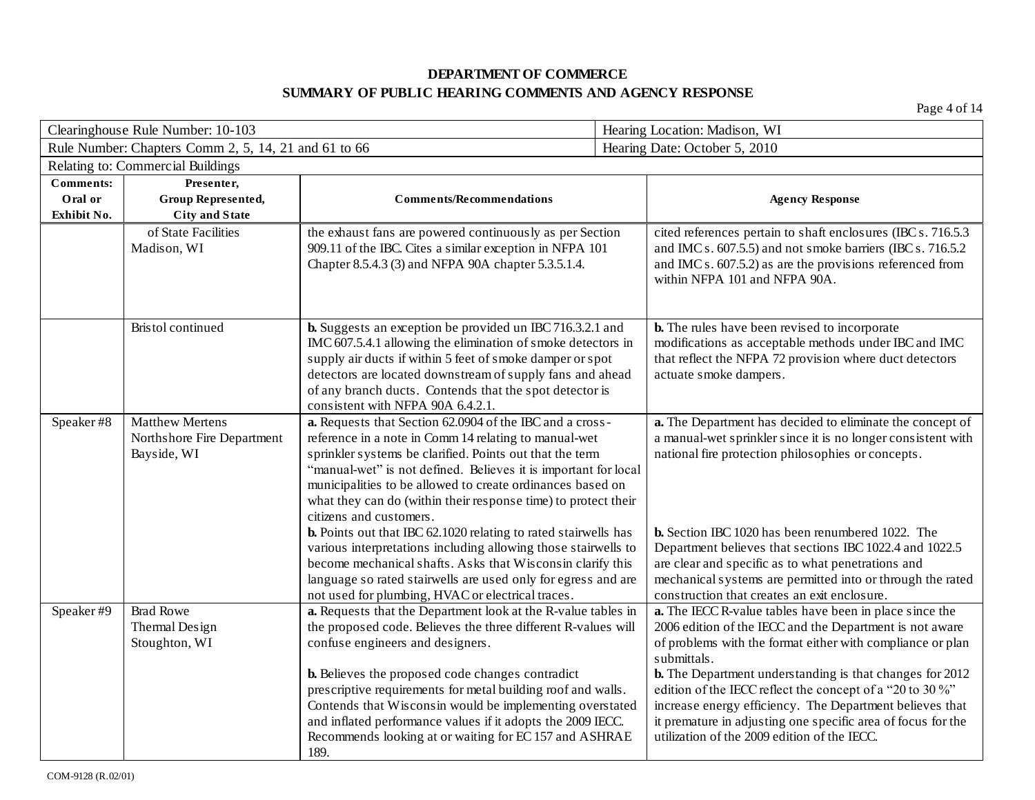**DEPARTMENT OF COMMERCE**

**SUMMARY OF PUBLIC HEARING COMMENTS AND AGENCY RESPONSE**

| Clearinghouse Rule Number: 10-103 | | | Hearing Location: Madison, WI |
|---|---|---|---|
| Rule Number: Chapters Comm 2, 5, 14, 21 and 61 to 66 | | | Hearing Date: October 5, 2010 |
| Relating to: Commercial Buildings | | | |

| Comments: Oral or Exhibit No. | Presenter, Group Represented, City and State | Comments/Recommendations | Agency Response |
|---|---|---|---|
| | of State Facilities Madison, WI | the exhaust fans are powered continuously as per Section 909.11 of the IBC. Cites a similar exception in NFPA 101 Chapter 8.5.4.3 (3) and NFPA 90A chapter 5.3.5.1.4. | cited references pertain to shaft enclosures (IBC s. 716.5.3 and IMC s. 607.5.5) and not smoke barriers (IBC s. 716.5.2 and IMC s. 607.5.2) as are the provisions referenced from within NFPA 101 and NFPA 90A. |
| | Bristol continued | **b.** Suggests an exception be provided un IBC 716.3.2.1 and IMC 607.5.4.1 allowing the elimination of smoke detectors in supply air ducts if within 5 feet of smoke damper or spot detectors are located downstream of supply fans and ahead of any branch ducts. Contends that the spot detector is consistent with NFPA 90A 6.4.2.1. | **b.** The rules have been revised to incorporate modifications as acceptable methods under IBC and IMC that reflect the NFPA 72 provision where duct detectors actuate smoke dampers. |
| Speaker #8 | Matthew Mertens Northshore Fire Department Bayside, WI | **a.** Requests that Section 62.0904 of the IBC and a cross-reference in a note in Comm 14 relating to manual-wet sprinkler systems be clarified. Points out that the term "manual-wet" is not defined. Believes it is important for local municipalities to be allowed to create ordinances based on what they can do (within their response time) to protect their citizens and customers.<br>**b.** Points out that IBC 62.1020 relating to rated stairwells has various interpretations including allowing those stairwells to become mechanical shafts. Asks that Wisconsin clarify this language so rated stairwells are used only for egress and are not used for plumbing, HVAC or electrical traces. | **a.** The Department has decided to eliminate the concept of a manual-wet sprinkler since it is no longer consistent with national fire protection philosophies or concepts.<br>**b.** Section IBC 1020 has been renumbered 1022. The Department believes that sections IBC 1022.4 and 1022.5 are clear and specific as to what penetrations and mechanical systems are permitted into or through the rated construction that creates an exit enclosure. |
| Speaker #9 | Brad Rowe Thermal Design Stoughton, WI | **a.** Requests that the Department look at the R-value tables in the proposed code. Believes the three different R-values will confuse engineers and designers.<br>**b.** Believes the proposed code changes contradict prescriptive requirements for metal building roof and walls. Contends that Wisconsin would be implementing overstated and inflated performance values if it adopts the 2009 IECC. Recommends looking at or waiting for EC 157 and ASHRAE 189. | **a.** The IECC R-value tables have been in place since the 2006 edition of the IECC and the Department is not aware of problems with the format either with compliance or plan submittals.<br>**b.** The Department understanding is that changes for 2012 edition of the IECC reflect the concept of a "20 to 30 %" increase energy efficiency. The Department believes that it premature in adjusting one specific area of focus for the utilization of the 2009 edition of the IECC. |

COM-9128 (R.02/01)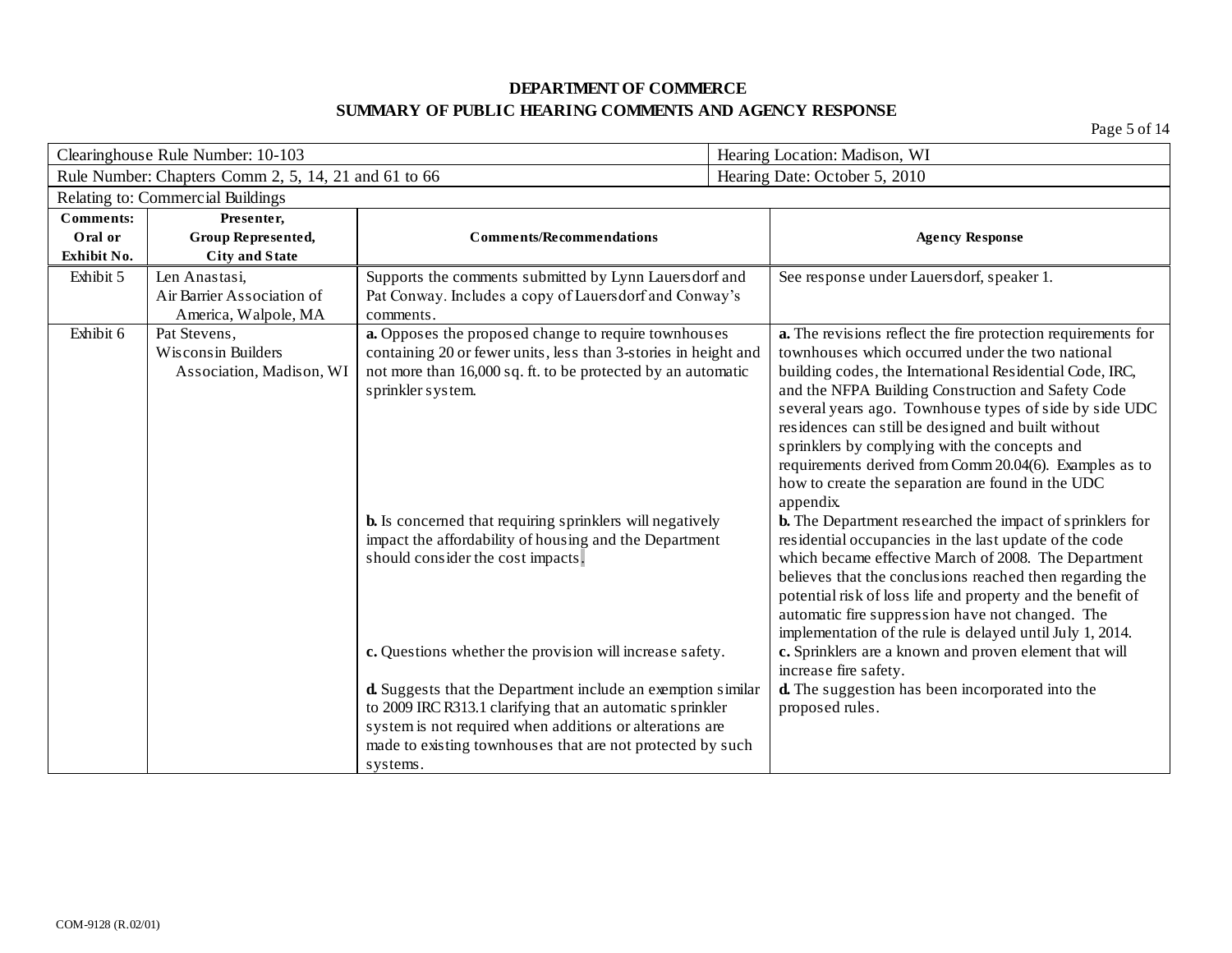**DEPARTMENT OF COMMERCE**

**SUMMARY OF PUBLIC HEARING COMMENTS AND AGENCY RESPONSE**

| Clearinghouse Rule Number: 10-103 | Hearing Location: Madison, WI |
|---|---|
| Rule Number: Chapters Comm 2, 5, 14, 21 and 61 to 66 | Hearing Date: October 5, 2010 |
| Relating to: Commercial Buildings | |

| Comments: Oral or Exhibit No. | Presenter, Group Represented, City and State | Comments/Recommendations | Agency Response |
|---|---|---|---|
| Exhibit 5 | Len Anastasi, Air Barrier Association of America, Walpole, MA | Supports the comments submitted by Lynn Lauersdorf and Pat Conway. Includes a copy of Lauersdorf and Conway's comments. | See response under Lauersdorf, speaker 1. |
| Exhibit 6 | Pat Stevens, Wisconsin Builders Association, Madison, WI | **a.** Opposes the proposed change to require townhouses containing 20 or fewer units, less than 3-stories in height and not more than 16,000 sq. ft. to be protected by an automatic sprinkler system. | **a.** The revisions reflect the fire protection requirements for townhouses which occurred under the two national building codes, the International Residential Code, IRC, and the NFPA Building Construction and Safety Code several years ago. Townhouse types of side by side UDC residences can still be designed and built without sprinklers by complying with the concepts and requirements derived from Comm 20.04(6). Examples as to how to create the separation are found in the UDC appendix. |
| | | **b.** Is concerned that requiring sprinklers will negatively impact the affordability of housing and the Department should consider the cost impacts. | **b.** The Department researched the impact of sprinklers for residential occupancies in the last update of the code which became effective March of 2008. The Department believes that the conclusions reached then regarding the potential risk of loss life and property and the benefit of automatic fire suppression have not changed. The implementation of the rule is delayed until July 1, 2014. |
| | | **c.** Questions whether the provision will increase safety. | **c.** Sprinklers are a known and proven element that will increase fire safety. |
| | | **d.** Suggests that the Department include an exemption similar to 2009 IRC R313.1 clarifying that an automatic sprinkler system is not required when additions or alterations are made to existing townhouses that are not protected by such systems. | **d.** The suggestion has been incorporated into the proposed rules. |

COM-9128 (R.02/01)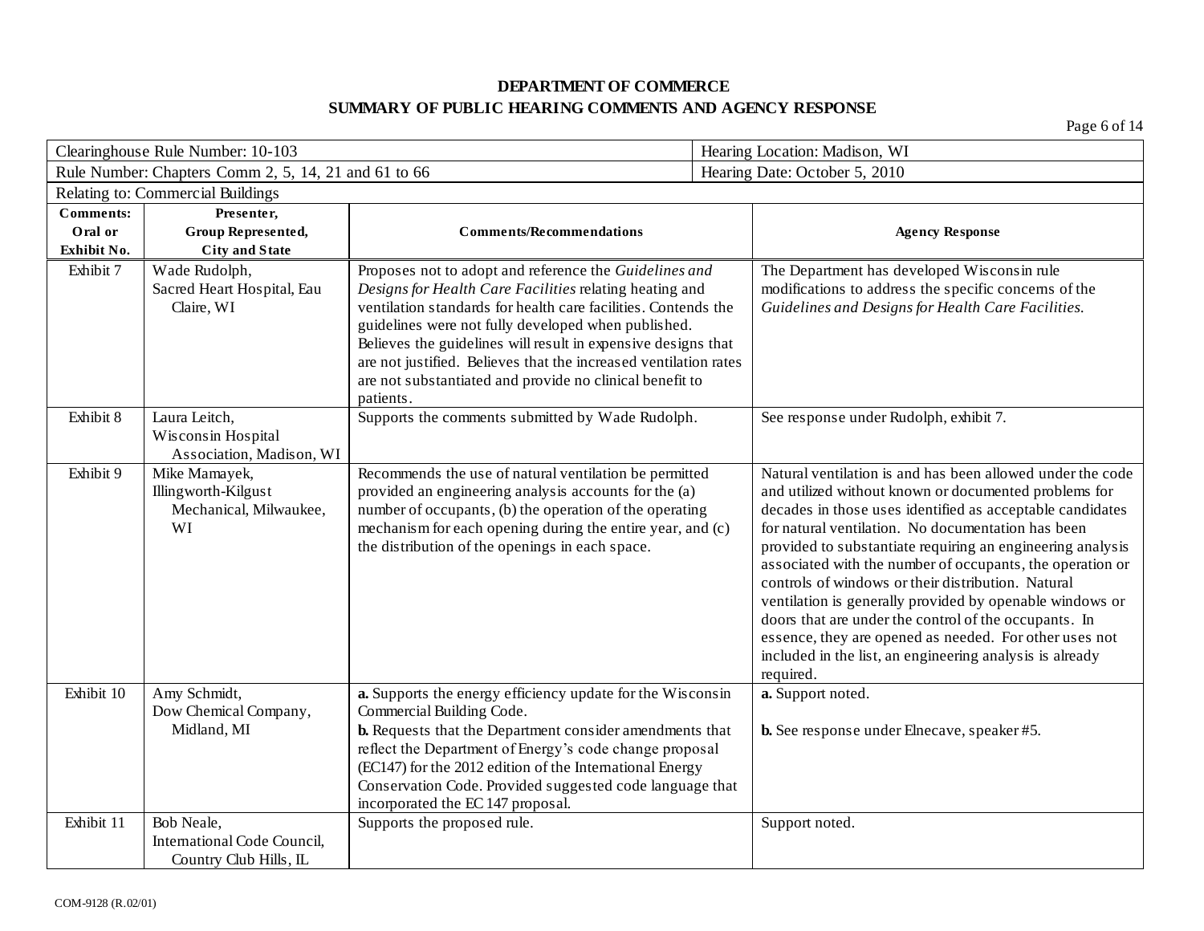# DEPARTMENT OF COMMERCE

## SUMMARY OF PUBLIC HEARING COMMENTS AND AGENCY RESPONSE

| Clearinghouse Rule Number: 10-103 | Hearing Location: Madison, WI |
|---|---|
| Rule Number: Chapters Comm 2, 5, 14, 21 and 61 to 66 | Hearing Date: October 5, 2010 |
| Relating to: Commercial Buildings | |

| Comments: Oral or Exhibit No. | Presenter, Group Represented, City and State | Comments/Recommendations | Agency Response |
|---|---|---|---|
| Exhibit 7 | Wade Rudolph, Sacred Heart Hospital, Eau Claire, WI | Proposes not to adopt and reference the *Guidelines and Designs for Health Care Facilities* relating heating and ventilation standards for health care facilities. Contends the guidelines were not fully developed when published. Believes the guidelines will result in expensive designs that are not justified. Believes that the increased ventilation rates are not substantiated and provide no clinical benefit to patients. | The Department has developed Wisconsin rule modifications to address the specific concerns of the *Guidelines and Designs for Health Care Facilities.* |
| Exhibit 8 | Laura Leitch, Wisconsin Hospital Association, Madison, WI | Supports the comments submitted by Wade Rudolph. | See response under Rudolph, exhibit 7. |
| Exhibit 9 | Mike Mamayek, Illingworth-Kilgust Mechanical, Milwaukee, WI | Recommends the use of natural ventilation be permitted provided an engineering analysis accounts for the (a) number of occupants, (b) the operation of the operating mechanism for each opening during the entire year, and (c) the distribution of the openings in each space. | Natural ventilation is and has been allowed under the code and utilized without known or documented problems for decades in those uses identified as acceptable candidates for natural ventilation. No documentation has been provided to substantiate requiring an engineering analysis associated with the number of occupants, the operation or controls of windows or their distribution. Natural ventilation is generally provided by openable windows or doors that are under the control of the occupants. In essence, they are opened as needed. For other uses not included in the list, an engineering analysis is already required. |
| Exhibit 10 | Amy Schmidt, Dow Chemical Company, Midland, MI | **a.** Supports the energy efficiency update for the Wisconsin Commercial Building Code.<br>**b.** Requests that the Department consider amendments that reflect the Department of Energy's code change proposal (EC147) for the 2012 edition of the International Energy Conservation Code. Provided suggested code language that incorporated the EC 147 proposal. | **a.** Support noted.<br>**b.** See response under Elnecave, speaker #5. |
| Exhibit 11 | Bob Neale, International Code Council, Country Club Hills, IL | Supports the proposed rule. | Support noted. |

COM-9128 (R.02/01)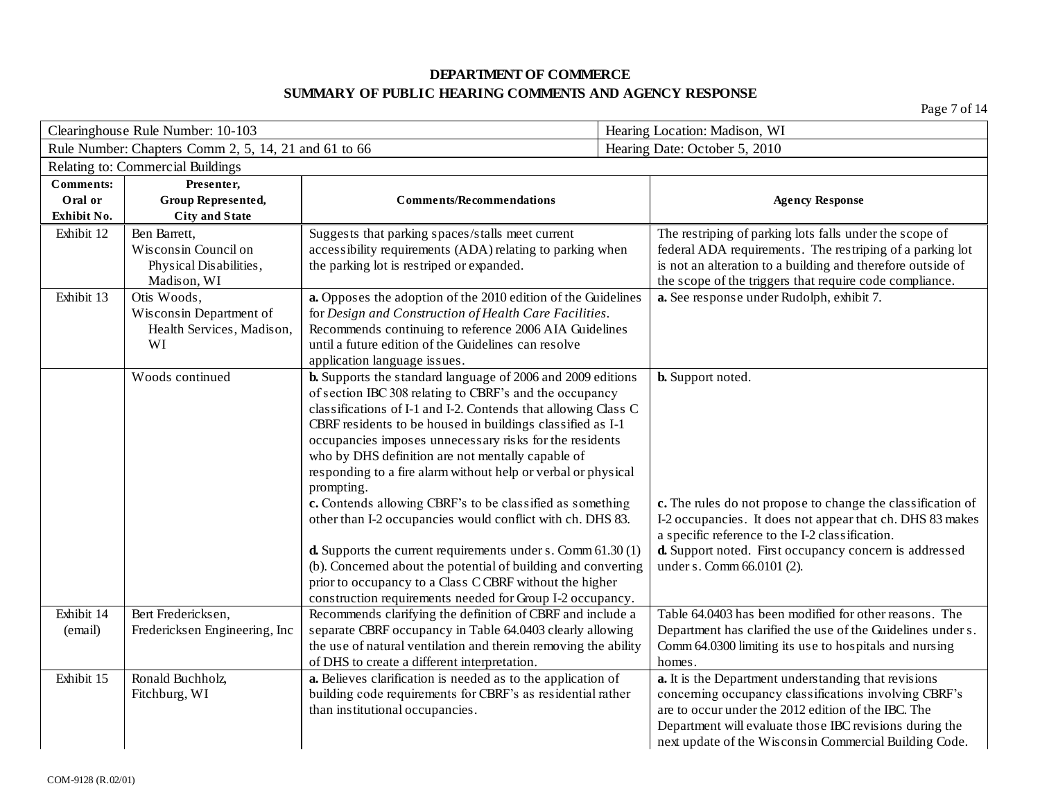**DEPARTMENT OF COMMERCE**

**SUMMARY OF PUBLIC HEARING COMMENTS AND AGENCY RESPONSE**

| Clearinghouse Rule Number: 10-103 | | Hearing Location: Madison, WI | |
|---|---|---|---|
| Rule Number: Chapters Comm 2, 5, 14, 21 and 61 to 66 | | Hearing Date: October 5, 2010 | |
| Relating to: Commercial Buildings | | | |

| Comments: Oral or Exhibit No. | Presenter, Group Represented, City and State | Comments/Recommendations | Agency Response |
|---|---|---|---|
| Exhibit 12 | Ben Barrett, Wisconsin Council on Physical Disabilities, Madison, WI | Suggests that parking spaces/stalls meet current accessibility requirements (ADA) relating to parking when the parking lot is restriped or expanded. | The restriping of parking lots falls under the scope of federal ADA requirements. The restriping of a parking lot is not an alteration to a building and therefore outside of the scope of the triggers that require code compliance. |
| Exhibit 13 | Otis Woods, Wisconsin Department of Health Services, Madison, WI | **a.** Opposes the adoption of the 2010 edition of the Guidelines for *Design and Construction of Health Care Facilities*. Recommends continuing to reference 2006 AIA Guidelines until a future edition of the Guidelines can resolve application language issues. | **a.** See response under Rudolph, exhibit 7. |
| | Woods continued | **b.** Supports the standard language of 2006 and 2009 editions of section IBC 308 relating to CBRF's and the occupancy classifications of I-1 and I-2. Contends that allowing Class C CBRF residents to be housed in buildings classified as I-1 occupancies imposes unnecessary risks for the residents who by DHS definition are not mentally capable of responding to a fire alarm without help or verbal or physical prompting.<br>**c.** Contends allowing CBRF's to be classified as something other than I-2 occupancies would conflict with ch. DHS 83.<br>**d.** Supports the current requirements under s. Comm 61.30 (1) (b). Concerned about the potential of building and converting prior to occupancy to a Class C CBRF without the higher construction requirements needed for Group I-2 occupancy. | **b.** Support noted.<br>**c.** The rules do not propose to change the classification of I-2 occupancies. It does not appear that ch. DHS 83 makes a specific reference to the I-2 classification.<br>**d.** Support noted. First occupancy concern is addressed under s. Comm 66.0101 (2). |
| Exhibit 14 (email) | Bert Fredericksen, Fredericksen Engineering, Inc | Recommends clarifying the definition of CBRF and include a separate CBRF occupancy in Table 64.0403 clearly allowing the use of natural ventilation and therein removing the ability of DHS to create a different interpretation. | Table 64.0403 has been modified for other reasons. The Department has clarified the use of the Guidelines under s. Comm 64.0300 limiting its use to hospitals and nursing homes. |
| Exhibit 15 | Ronald Buchholz, Fitchburg, WI | **a.** Believes clarification is needed as to the application of building code requirements for CBRF's as residential rather than institutional occupancies. | **a.** It is the Department understanding that revisions concerning occupancy classifications involving CBRF's are to occur under the 2012 edition of the IBC. The Department will evaluate those IBC revisions during the next update of the Wisconsin Commercial Building Code. |

COM-9128 (R.02/01)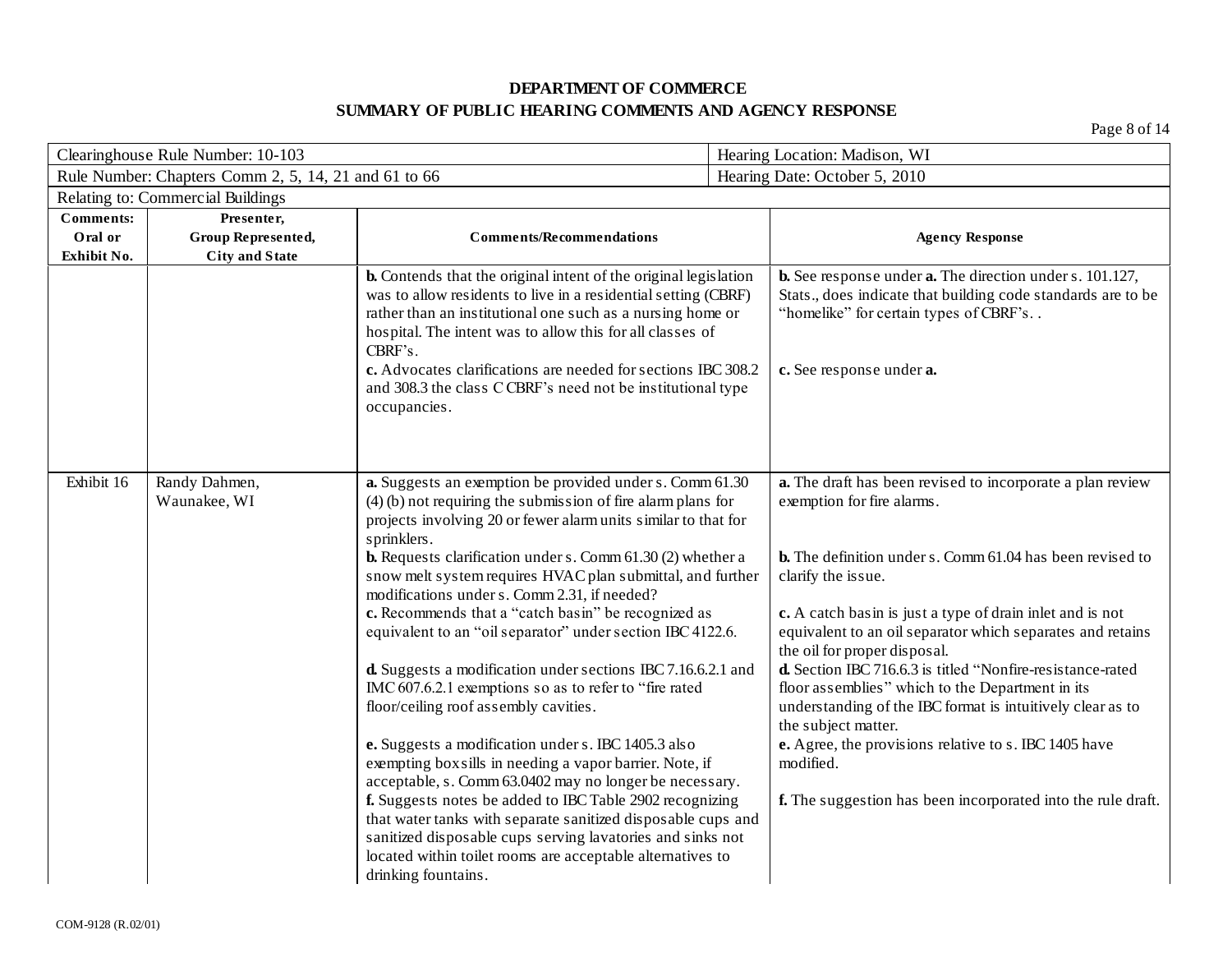**DEPARTMENT OF COMMERCE**

**SUMMARY OF PUBLIC HEARING COMMENTS AND AGENCY RESPONSE**

| Clearinghouse Rule Number: 10-103 | Hearing Location: Madison, WI |
|---|---|
| Rule Number: Chapters Comm 2, 5, 14, 21 and 61 to 66 | Hearing Date: October 5, 2010 |
| Relating to: Commercial Buildings | |

| Comments: Oral or Exhibit No. | Presenter, Group Represented, City and State | Comments/Recommendations | Agency Response |
|---|---|---|---|
| | | **b.** Contends that the original intent of the original legislation was to allow residents to live in a residential setting (CBRF) rather than an institutional one such as a nursing home or hospital. The intent was to allow this for all classes of CBRF's.<br>**c.** Advocates clarifications are needed for sections IBC 308.2 and 308.3 the class C CBRF's need not be institutional type occupancies. | **b.** See response under **a.** The direction under s. 101.127, Stats., does indicate that building code standards are to be "homelike" for certain types of CBRF's. .<br>**c.** See response under **a.** |
| Exhibit 16 | Randy Dahmen, Waunakee, WI | **a.** Suggests an exemption be provided under s. Comm 61.30 (4) (b) not requiring the submission of fire alarm plans for projects involving 20 or fewer alarm units similar to that for sprinklers.<br>**b.** Requests clarification under s. Comm 61.30 (2) whether a snow melt system requires HVAC plan submittal, and further modifications under s. Comm 2.31, if needed?<br>**c.** Recommends that a "catch basin" be recognized as equivalent to an "oil separator" under section IBC 4122.6.<br>**d.** Suggests a modification under sections IBC 7.16.6.2.1 and IMC 607.6.2.1 exemptions so as to refer to "fire rated floor/ceiling roof assembly cavities.<br>**e.** Suggests a modification under s. IBC 1405.3 also exempting boxsills in needing a vapor barrier. Note, if acceptable, s. Comm 63.0402 may no longer be necessary.<br>**f.** Suggests notes be added to IBC Table 2902 recognizing that water tanks with separate sanitized disposable cups and sanitized disposable cups serving lavatories and sinks not located within toilet rooms are acceptable alternatives to drinking fountains. | **a.** The draft has been revised to incorporate a plan review exemption for fire alarms.<br>**b.** The definition under s. Comm 61.04 has been revised to clarify the issue.<br>**c.** A catch basin is just a type of drain inlet and is not equivalent to an oil separator which separates and retains the oil for proper disposal.<br>**d.** Section IBC 716.6.3 is titled "Nonfire-resistance-rated floor assemblies" which to the Department in its understanding of the IBC format is intuitively clear as to the subject matter.<br>**e.** Agree, the provisions relative to s. IBC 1405 have modified.<br>**f.** The suggestion has been incorporated into the rule draft. |

COM-9128 (R.02/01)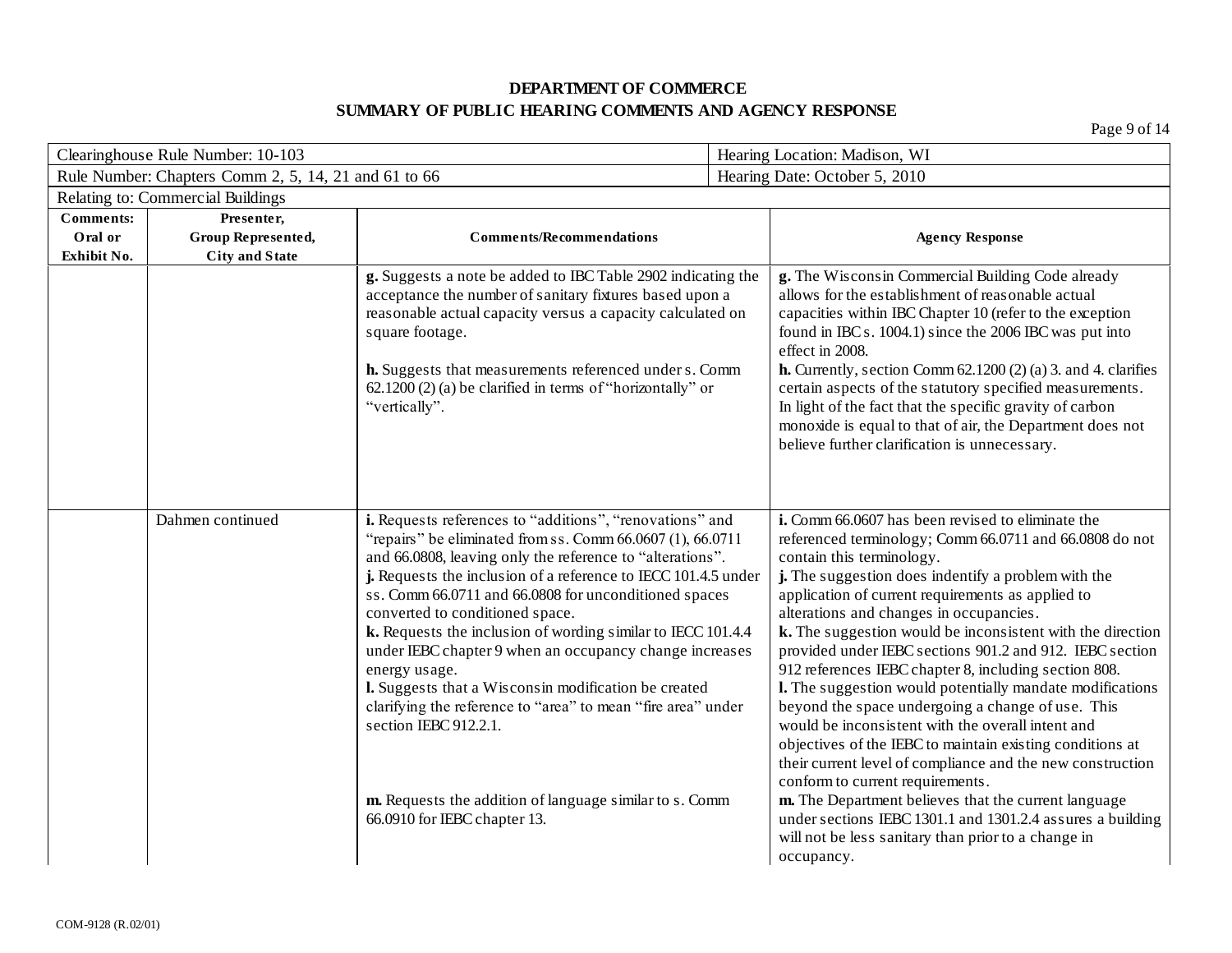**DEPARTMENT OF COMMERCE**

**SUMMARY OF PUBLIC HEARING COMMENTS AND AGENCY RESPONSE**

| Clearinghouse Rule Number: 10-103 | Hearing Location: Madison, WI |
|---|---|
| Rule Number: Chapters Comm 2, 5, 14, 21 and 61 to 66 | Hearing Date: October 5, 2010 |
| Relating to: Commercial Buildings | |

| Comments: Oral or Exhibit No. | Presenter, Group Represented, City and State | Comments/Recommendations | Agency Response |
|---|---|---|---|
| | | **g.** Suggests a note be added to IBC Table 2902 indicating the acceptance the number of sanitary fixtures based upon a reasonable actual capacity versus a capacity calculated on square footage.<br><br>**h.** Suggests that measurements referenced under s. Comm 62.1200 (2) (a) be clarified in terms of "horizontally" or "vertically". | **g.** The Wisconsin Commercial Building Code already allows for the establishment of reasonable actual capacities within IBC Chapter 10 (refer to the exception found in IBC s. 1004.1) since the 2006 IBC was put into effect in 2008.<br>**h.** Currently, section Comm 62.1200 (2) (a) 3. and 4. clarifies certain aspects of the statutory specified measurements. In light of the fact that the specific gravity of carbon monoxide is equal to that of air, the Department does not believe further clarification is unnecessary. |
| | Dahmen continued | **i.** Requests references to "additions", "renovations" and "repairs" be eliminated from ss. Comm 66.0607 (1), 66.0711 and 66.0808, leaving only the reference to "alterations".<br>**j.** Requests the inclusion of a reference to IECC 101.4.5 under ss. Comm 66.0711 and 66.0808 for unconditioned spaces converted to conditioned space.<br>**k.** Requests the inclusion of wording similar to IECC 101.4.4 under IEBC chapter 9 when an occupancy change increases energy usage.<br>**l.** Suggests that a Wisconsin modification be created clarifying the reference to "area" to mean "fire area" under section IEBC 912.2.1.<br><br>**m.** Requests the addition of language similar to s. Comm 66.0910 for IEBC chapter 13. | **i.** Comm 66.0607 has been revised to eliminate the referenced terminology; Comm 66.0711 and 66.0808 do not contain this terminology.<br>**j.** The suggestion does indentify a problem with the application of current requirements as applied to alterations and changes in occupancies.<br>**k.** The suggestion would be inconsistent with the direction provided under IEBC sections 901.2 and 912. IEBC section 912 references IEBC chapter 8, including section 808.<br>**l.** The suggestion would potentially mandate modifications beyond the space undergoing a change of use. This would be inconsistent with the overall intent and objectives of the IEBC to maintain existing conditions at their current level of compliance and the new construction conform to current requirements.<br>**m.** The Department believes that the current language under sections IEBC 1301.1 and 1301.2.4 assures a building will not be less sanitary than prior to a change in occupancy. |

COM-9128 (R.02/01)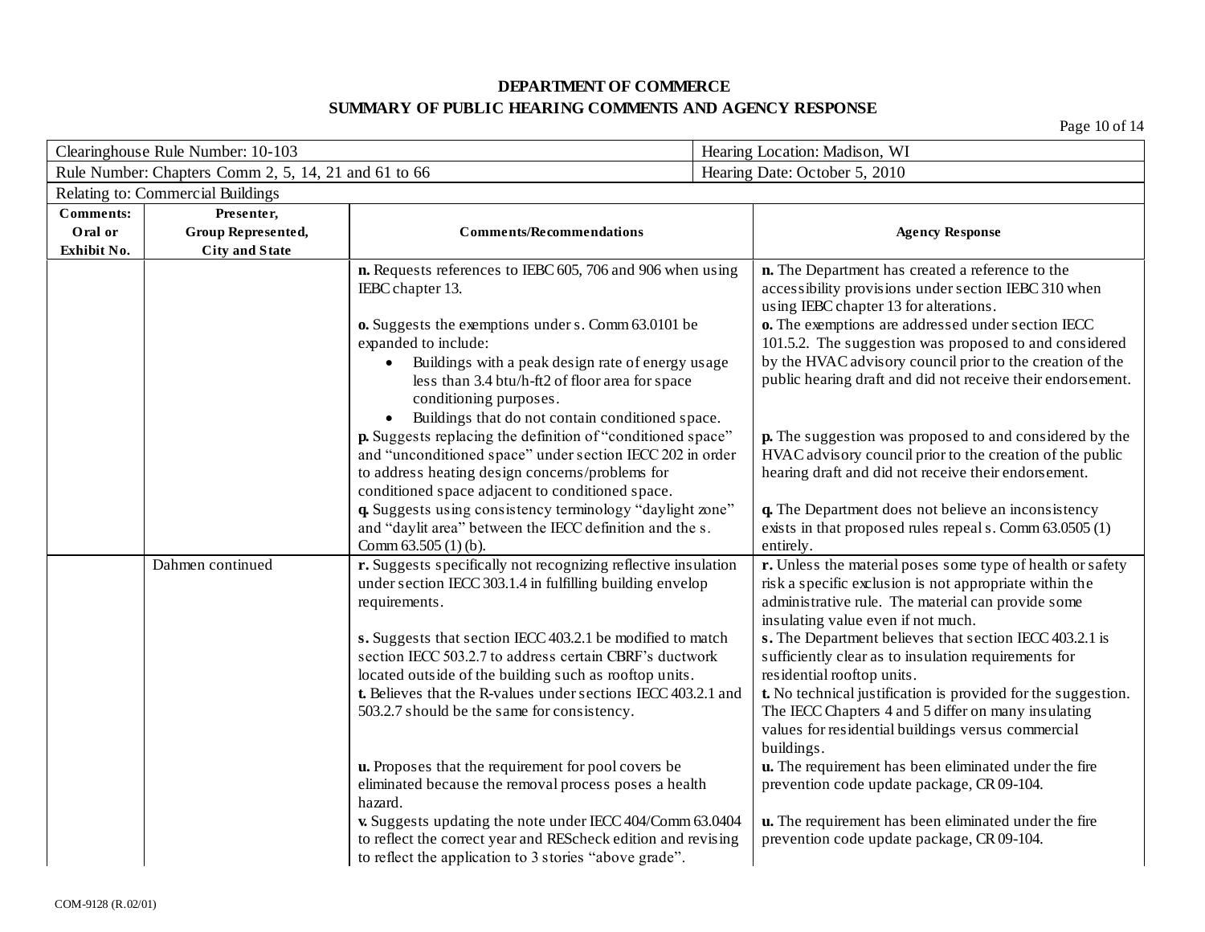**DEPARTMENT OF COMMERCE**
**SUMMARY OF PUBLIC HEARING COMMENTS AND AGENCY RESPONSE**

| Clearinghouse Rule Number: 10-103 | Hearing Location: Madison, WI |
|---|---|
| Rule Number: Chapters Comm 2, 5, 14, 21 and 61 to 66 | Hearing Date: October 5, 2010 |
| Relating to: Commercial Buildings | |

| Comments: Oral or Exhibit No. | Presenter, Group Represented, City and State | Comments/Recommendations | Agency Response |
|---|---|---|---|
| | | **n.** Requests references to IEBC 605, 706 and 906 when using IEBC chapter 13. | **n.** The Department has created a reference to the accessibility provisions under section IEBC 310 when using IEBC chapter 13 for alterations. |
| | | **o.** Suggests the exemptions under s. Comm 63.0101 be expanded to include: <br>• Buildings with a peak design rate of energy usage less than 3.4 btu/h-ft2 of floor area for space conditioning purposes. <br>• Buildings that do not contain conditioned space. | **o.** The exemptions are addressed under section IECC 101.5.2. The suggestion was proposed to and considered by the HVAC advisory council prior to the creation of the public hearing draft and did not receive their endorsement. |
| | | **p.** Suggests replacing the definition of "conditioned space" and "unconditioned space" under section IECC 202 in order to address heating design concerns/problems for conditioned space adjacent to conditioned space. | **p.** The suggestion was proposed to and considered by the HVAC advisory council prior to the creation of the public hearing draft and did not receive their endorsement. |
| | | **q.** Suggests using consistency terminology "daylight zone" and "daylit area" between the IECC definition and the s. Comm 63.505 (1) (b). | **q.** The Department does not believe an inconsistency exists in that proposed rules repeal s. Comm 63.0505 (1) entirely. |
| | Dahmen continued | **r.** Suggests specifically not recognizing reflective insulation under section IECC 303.1.4 in fulfilling building envelop requirements. | **r.** Unless the material poses some type of health or safety risk a specific exclusion is not appropriate within the administrative rule. The material can provide some insulating value even if not much. |
| | | **s.** Suggests that section IECC 403.2.1 be modified to match section IECC 503.2.7 to address certain CBRF's ductwork located outside of the building such as rooftop units. | **s.** The Department believes that section IECC 403.2.1 is sufficiently clear as to insulation requirements for residential rooftop units. |
| | | **t.** Believes that the R-values under sections IECC 403.2.1 and 503.2.7 should be the same for consistency. | **t.** No technical justification is provided for the suggestion. The IECC Chapters 4 and 5 differ on many insulating values for residential buildings versus commercial buildings. |
| | | **u.** Proposes that the requirement for pool covers be eliminated because the removal process poses a health hazard. | **u.** The requirement has been eliminated under the fire prevention code update package, CR 09-104. |
| | | **v.** Suggests updating the note under IECC 404/Comm 63.0404 to reflect the correct year and REScheck edition and revising to reflect the application to 3 stories "above grade". | **u.** The requirement has been eliminated under the fire prevention code update package, CR 09-104. |

COM-9128 (R.02/01)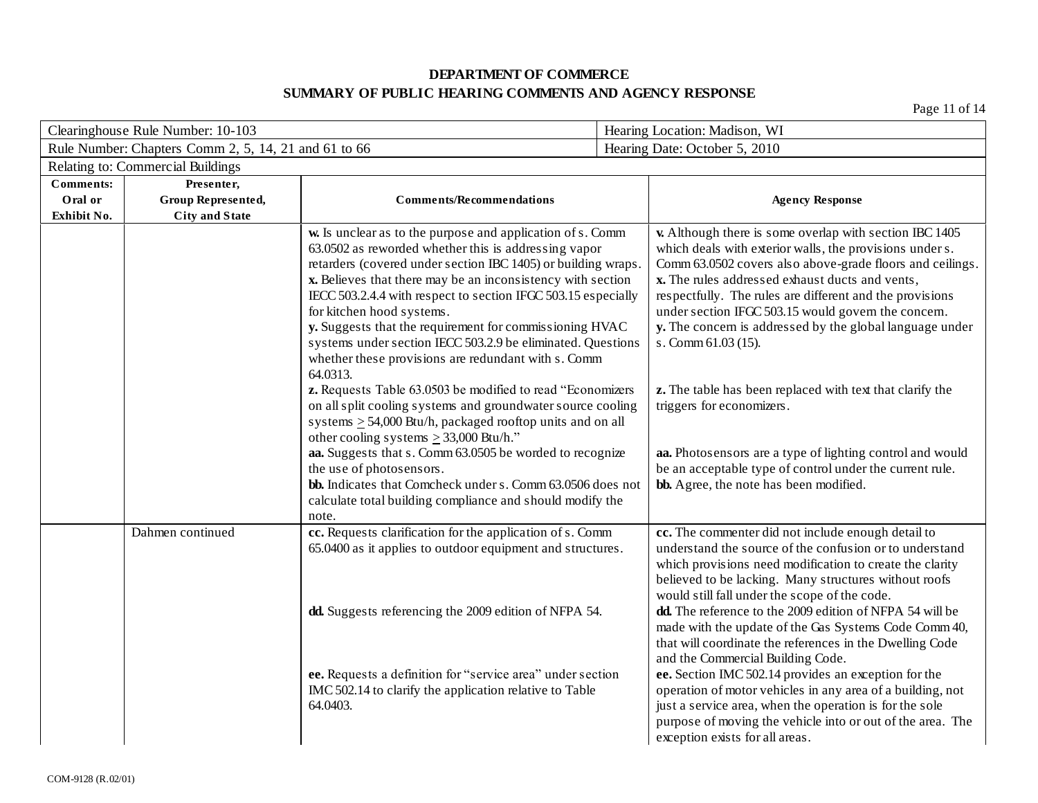**DEPARTMENT OF COMMERCE**

**SUMMARY OF PUBLIC HEARING COMMENTS AND AGENCY RESPONSE**

| Clearinghouse Rule Number: 10-103 | Hearing Location: Madison, WI |
|---|---|
| Rule Number: Chapters Comm 2, 5, 14, 21 and 61 to 66 | Hearing Date: October 5, 2010 |
| Relating to: Commercial Buildings | |

| Comments: Oral or Exhibit No. | Presenter, Group Represented, City and State | Comments/Recommendations | Agency Response |
|---|---|---|---|
| | | **w.** Is unclear as to the purpose and application of s. Comm 63.0502 as reworded whether this is addressing vapor retarders (covered under section IBC 1405) or building wraps.<br>**x.** Believes that there may be an inconsistency with section IECC 503.2.4.4 with respect to section IFGC 503.15 especially for kitchen hood systems.<br>**y.** Suggests that the requirement for commissioning HVAC systems under section IECC 503.2.9 be eliminated. Questions whether these provisions are redundant with s. Comm 64.0313.<br>**z.** Requests Table 63.0503 be modified to read "Economizers on all split cooling systems and groundwater source cooling systems $\geq$ 54,000 Btu/h, packaged rooftop units and on all other cooling systems $\geq$ 33,000 Btu/h."<br>**aa.** Suggests that s. Comm 63.0505 be worded to recognize the use of photosensors.<br>**bb.** Indicates that Comcheck under s. Comm 63.0506 does not calculate total building compliance and should modify the note. | **v.** Although there is some overlap with section IBC 1405 which deals with exterior walls, the provisions under s. Comm 63.0502 covers also above-grade floors and ceilings.<br>**x.** The rules addressed exhaust ducts and vents, respectfully. The rules are different and the provisions under section IFGC 503.15 would govern the concern.<br>**y.** The concern is addressed by the global language under s. Comm 61.03 (15).<br>**z.** The table has been replaced with text that clarify the triggers for economizers.<br>**aa.** Photosensors are a type of lighting control and would be an acceptable type of control under the current rule.<br>**bb.** Agree, the note has been modified. |
| | Dahmen continued | **cc.** Requests clarification for the application of s. Comm 65.0400 as it applies to outdoor equipment and structures.<br>**dd.** Suggests referencing the 2009 edition of NFPA 54.<br>**ee.** Requests a definition for "service area" under section IMC 502.14 to clarify the application relative to Table 64.0403. | **cc.** The commenter did not include enough detail to understand the source of the confusion or to understand which provisions need modification to create the clarity believed to be lacking. Many structures without roofs would still fall under the scope of the code.<br>**dd.** The reference to the 2009 edition of NFPA 54 will be made with the update of the Gas Systems Code Comm 40, that will coordinate the references in the Dwelling Code and the Commercial Building Code.<br>**ee.** Section IMC 502.14 provides an exception for the operation of motor vehicles in any area of a building, not just a service area, when the operation is for the sole purpose of moving the vehicle into or out of the area. The exception exists for all areas. |

COM-9128 (R.02/01)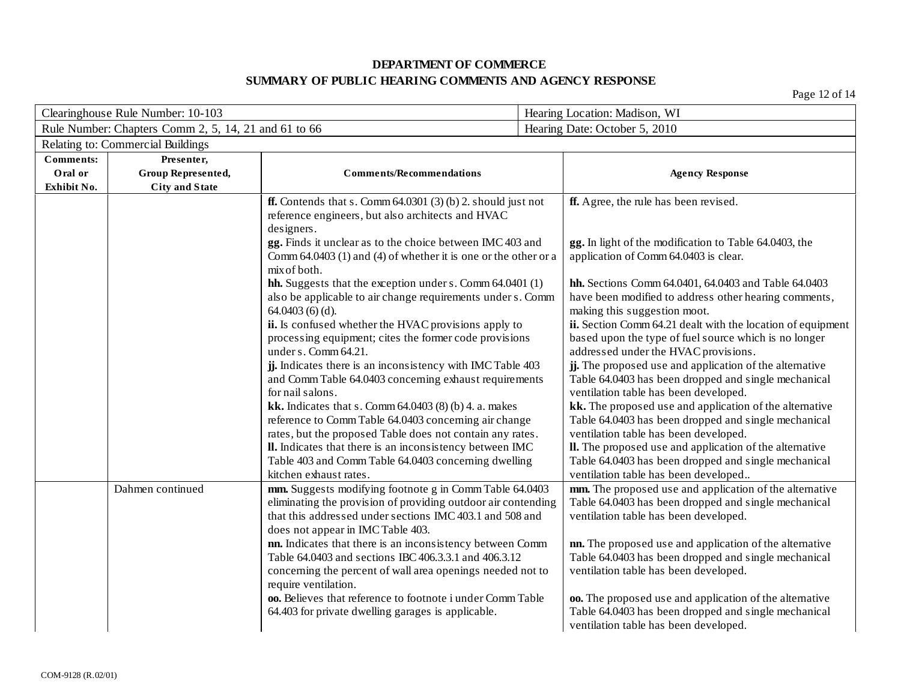**DEPARTMENT OF COMMERCE**

**SUMMARY OF PUBLIC HEARING COMMENTS AND AGENCY RESPONSE**

| Clearinghouse Rule Number: 10-103 | Hearing Location: Madison, WI |
|---|---|
| Rule Number: Chapters Comm 2, 5, 14, 21 and 61 to 66 | Hearing Date: October 5, 2010 |
| Relating to: Commercial Buildings | |

| Comments: Oral or Exhibit No. | Presenter, Group Represented, City and State | Comments/Recommendations | Agency Response |
|---|---|---|---|
| | | **ff.** Contends that s. Comm 64.0301 (3) (b) 2. should just not reference engineers, but also architects and HVAC designers. | **ff.** Agree, the rule has been revised. |
| | | **gg.** Finds it unclear as to the choice between IMC 403 and Comm 64.0403 (1) and (4) of whether it is one or the other or a mix of both. | **gg.** In light of the modification to Table 64.0403, the application of Comm 64.0403 is clear. |
| | | **hh.** Suggests that the exception under s. Comm 64.0401 (1) also be applicable to air change requirements under s. Comm 64.0403 (6) (d). | **hh.** Sections Comm 64.0401, 64.0403 and Table 64.0403 have been modified to address other hearing comments, making this suggestion moot. |
| | | **ii.** Is confused whether the HVAC provisions apply to processing equipment; cites the former code provisions under s. Comm 64.21. | **ii.** Section Comm 64.21 dealt with the location of equipment based upon the type of fuel source which is no longer addressed under the HVAC provisions. |
| | | **jj.** Indicates there is an inconsistency with IMC Table 403 and Comm Table 64.0403 concerning exhaust requirements for nail salons. | **jj.** The proposed use and application of the alternative Table 64.0403 has been dropped and single mechanical ventilation table has been developed. |
| | | **kk.** Indicates that s. Comm 64.0403 (8) (b) 4. a. makes reference to Comm Table 64.0403 concerning air change rates, but the proposed Table does not contain any rates. | **kk.** The proposed use and application of the alternative Table 64.0403 has been dropped and single mechanical ventilation table has been developed. |
| | | **ll.** Indicates that there is an inconsistency between IMC Table 403 and Comm Table 64.0403 concerning dwelling kitchen exhaust rates. | **ll.** The proposed use and application of the alternative Table 64.0403 has been dropped and single mechanical ventilation table has been developed.. |
| | Dahmen continued | **mm.** Suggests modifying footnote g in Comm Table 64.0403 eliminating the provision of providing outdoor air contending that this addressed under sections IMC 403.1 and 508 and does not appear in IMC Table 403. | **mm.** The proposed use and application of the alternative Table 64.0403 has been dropped and single mechanical ventilation table has been developed. |
| | | **nn.** Indicates that there is an inconsistency between Comm Table 64.0403 and sections IBC 406.3.3.1 and 406.3.12 concerning the percent of wall area openings needed not to require ventilation. | **nn.** The proposed use and application of the alternative Table 64.0403 has been dropped and single mechanical ventilation table has been developed. |
| | | **oo.** Believes that reference to footnote i under Comm Table 64.403 for private dwelling garages is applicable. | **oo.** The proposed use and application of the alternative Table 64.0403 has been dropped and single mechanical ventilation table has been developed. |

COM-9128 (R.02/01)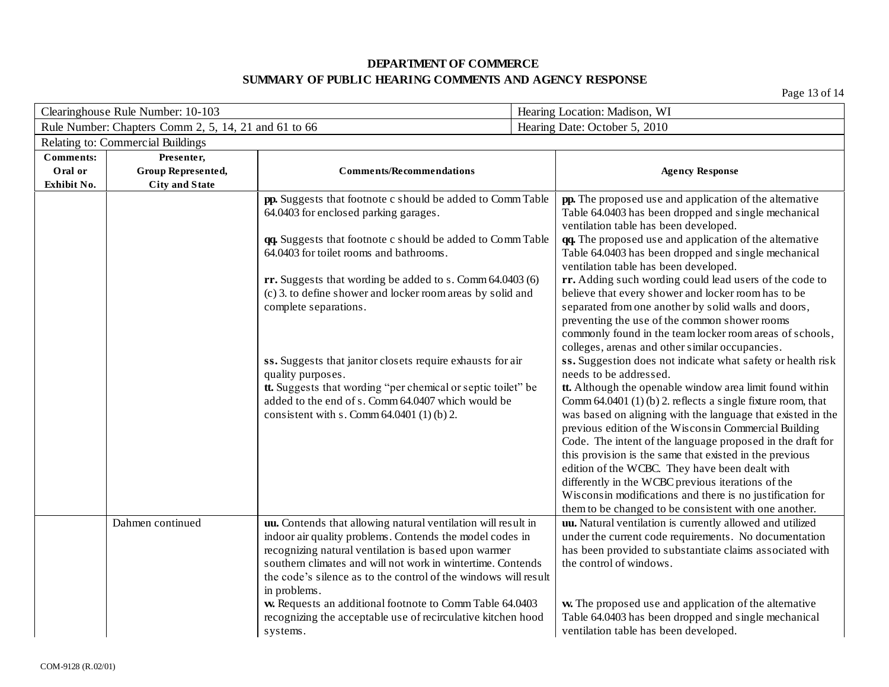# DEPARTMENT OF COMMERCE
## SUMMARY OF PUBLIC HEARING COMMENTS AND AGENCY RESPONSE

| Clearinghouse Rule Number: 10-103 | Hearing Location: Madison, WI |
|---|---|
| Rule Number: Chapters Comm 2, 5, 14, 21 and 61 to 66 | Hearing Date: October 5, 2010 |
| Relating to: Commercial Buildings | |

| Comments: Oral or Exhibit No. | Presenter, Group Represented, City and State | Comments/Recommendations | Agency Response |
|---|---|---|---|
| | | **pp.** Suggests that footnote c should be added to Comm Table 64.0403 for enclosed parking garages. | **pp.** The proposed use and application of the alternative Table 64.0403 has been dropped and single mechanical ventilation table has been developed. |
| | | **qq.** Suggests that footnote c should be added to Comm Table 64.0403 for toilet rooms and bathrooms. | **qq.** The proposed use and application of the alternative Table 64.0403 has been dropped and single mechanical ventilation table has been developed. |
| | | **rr.** Suggests that wording be added to s. Comm 64.0403 (6) (c) 3. to define shower and locker room areas by solid and complete separations. | **rr.** Adding such wording could lead users of the code to believe that every shower and locker room has to be separated from one another by solid walls and doors, preventing the use of the common shower rooms commonly found in the team locker room areas of schools, colleges, arenas and other similar occupancies. |
| | | **ss.** Suggests that janitor closets require exhausts for air quality purposes. | **ss.** Suggestion does not indicate what safety or health risk needs to be addressed. |
| | | **tt.** Suggests that wording "per chemical or septic toilet" be added to the end of s. Comm 64.0407 which would be consistent with s. Comm 64.0401 (1) (b) 2. | **tt.** Although the openable window area limit found within Comm 64.0401 (1) (b) 2. reflects a single fixture room, that was based on aligning with the language that existed in the previous edition of the Wisconsin Commercial Building Code. The intent of the language proposed in the draft for this provision is the same that existed in the previous edition of the WCBC. They have been dealt with differently in the WCBC previous iterations of the Wisconsin modifications and there is no justification for them to be changed to be consistent with one another. |
| | Dahmen continued | **uu.** Contends that allowing natural ventilation will result in indoor air quality problems. Contends the model codes in recognizing natural ventilation is based upon warmer southern climates and will not work in wintertime. Contends the code's silence as to the control of the windows will result in problems. | **uu.** Natural ventilation is currently allowed and utilized under the current code requirements. No documentation has been provided to substantiate claims associated with the control of windows. |
| | | **vv.** Requests an additional footnote to Comm Table 64.0403 recognizing the acceptable use of recirculative kitchen hood systems. | **vv.** The proposed use and application of the alternative Table 64.0403 has been dropped and single mechanical ventilation table has been developed. |

COM-9128 (R.02/01)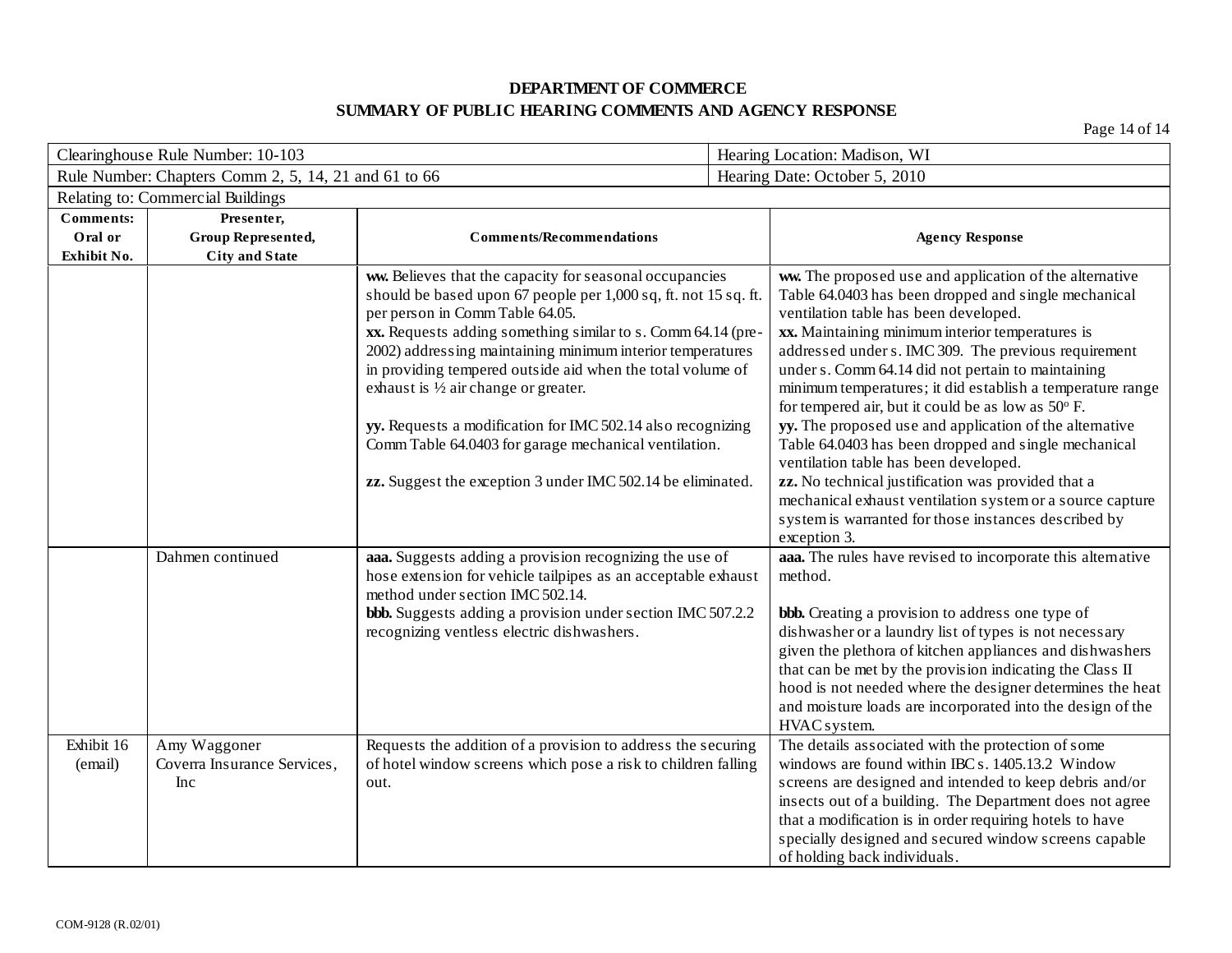**DEPARTMENT OF COMMERCE**

**SUMMARY OF PUBLIC HEARING COMMENTS AND AGENCY RESPONSE**

| Clearinghouse Rule Number: 10-103 | Hearing Location: Madison, WI |
|---|---|
| Rule Number: Chapters Comm 2, 5, 14, 21 and 61 to 66 | Hearing Date: October 5, 2010 |
| Relating to: Commercial Buildings | |

| Comments: Oral or Exhibit No. | Presenter, Group Represented, City and State | Comments/Recommendations | Agency Response |
|---|---|---|---|
| | | **ww.** Believes that the capacity for seasonal occupancies should be based upon 67 people per 1,000 sq, ft. not 15 sq. ft. per person in Comm Table 64.05.<br>**xx.** Requests adding something similar to s. Comm 64.14 (pre-2002) addressing maintaining minimum interior temperatures in providing tempered outside aid when the total volume of exhaust is ½ air change or greater.<br>**yy.** Requests a modification for IMC 502.14 also recognizing Comm Table 64.0403 for garage mechanical ventilation.<br>**zz.** Suggest the exception 3 under IMC 502.14 be eliminated. | **ww.** The proposed use and application of the alternative Table 64.0403 has been dropped and single mechanical ventilation table has been developed.<br>**xx.** Maintaining minimum interior temperatures is addressed under s. IMC 309. The previous requirement under s. Comm 64.14 did not pertain to maintaining minimum temperatures; it did establish a temperature range for tempered air, but it could be as low as 50° F.<br>**yy.** The proposed use and application of the alternative Table 64.0403 has been dropped and single mechanical ventilation table has been developed.<br>**zz.** No technical justification was provided that a mechanical exhaust ventilation system or a source capture system is warranted for those instances described by exception 3. |
| | Dahmen continued | **aaa.** Suggests adding a provision recognizing the use of hose extension for vehicle tailpipes as an acceptable exhaust method under section IMC 502.14.<br>**bbb.** Suggests adding a provision under section IMC 507.2.2 recognizing ventless electric dishwashers. | **aaa.** The rules have revised to incorporate this alternative method.<br>**bbb.** Creating a provision to address one type of dishwasher or a laundry list of types is not necessary given the plethora of kitchen appliances and dishwashers that can be met by the provision indicating the Class II hood is not needed where the designer determines the heat and moisture loads are incorporated into the design of the HVAC system. |
| Exhibit 16 (email) | Amy Waggoner<br>Coverra Insurance Services, Inc | Requests the addition of a provision to address the securing of hotel window screens which pose a risk to children falling out. | The details associated with the protection of some windows are found within IBC s. 1405.13.2 Window screens are designed and intended to keep debris and/or insects out of a building. The Department does not agree that a modification is in order requiring hotels to have specially designed and secured window screens capable of holding back individuals. |

COM-9128 (R.02/01)